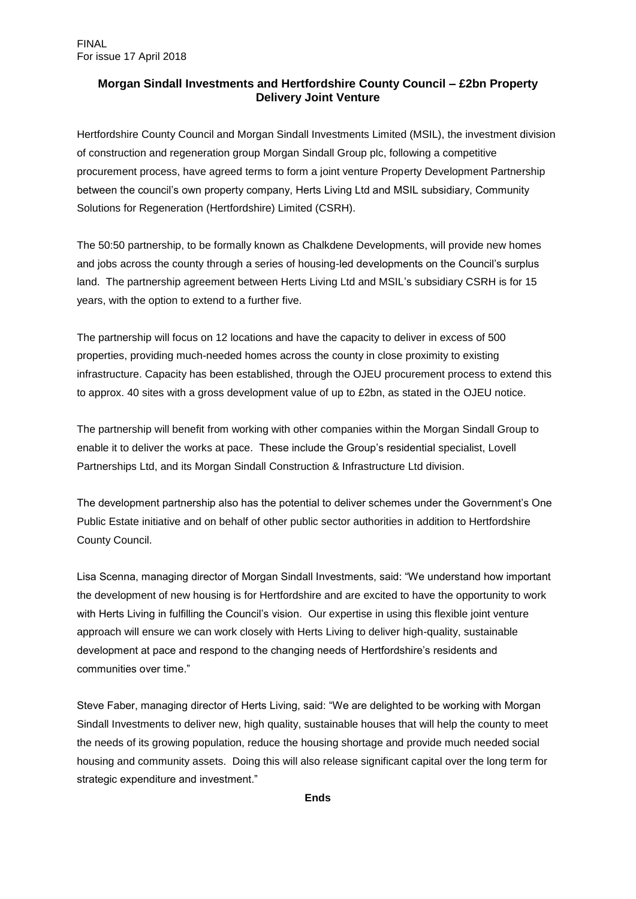FINAL
For issue 17 April 2018

# Morgan Sindall Investments and Hertfordshire County Council – £2bn Property Delivery Joint Venture

Hertfordshire County Council and Morgan Sindall Investments Limited (MSIL), the investment division of construction and regeneration group Morgan Sindall Group plc, following a competitive procurement process, have agreed terms to form a joint venture Property Development Partnership between the council's own property company, Herts Living Ltd and MSIL subsidiary, Community Solutions for Regeneration (Hertfordshire) Limited (CSRH).

The 50:50 partnership, to be formally known as Chalkdene Developments, will provide new homes and jobs across the county through a series of housing-led developments on the Council's surplus land. The partnership agreement between Herts Living Ltd and MSIL's subsidiary CSRH is for 15 years, with the option to extend to a further five.

The partnership will focus on 12 locations and have the capacity to deliver in excess of 500 properties, providing much-needed homes across the county in close proximity to existing infrastructure. Capacity has been established, through the OJEU procurement process to extend this to approx. 40 sites with a gross development value of up to £2bn, as stated in the OJEU notice.

The partnership will benefit from working with other companies within the Morgan Sindall Group to enable it to deliver the works at pace. These include the Group's residential specialist, Lovell Partnerships Ltd, and its Morgan Sindall Construction & Infrastructure Ltd division.

The development partnership also has the potential to deliver schemes under the Government's One Public Estate initiative and on behalf of other public sector authorities in addition to Hertfordshire County Council.

Lisa Scenna, managing director of Morgan Sindall Investments, said: "We understand how important the development of new housing is for Hertfordshire and are excited to have the opportunity to work with Herts Living in fulfilling the Council's vision. Our expertise in using this flexible joint venture approach will ensure we can work closely with Herts Living to deliver high-quality, sustainable development at pace and respond to the changing needs of Hertfordshire's residents and communities over time."

Steve Faber, managing director of Herts Living, said: "We are delighted to be working with Morgan Sindall Investments to deliver new, high quality, sustainable houses that will help the county to meet the needs of its growing population, reduce the housing shortage and provide much needed social housing and community assets. Doing this will also release significant capital over the long term for strategic expenditure and investment."

**Ends**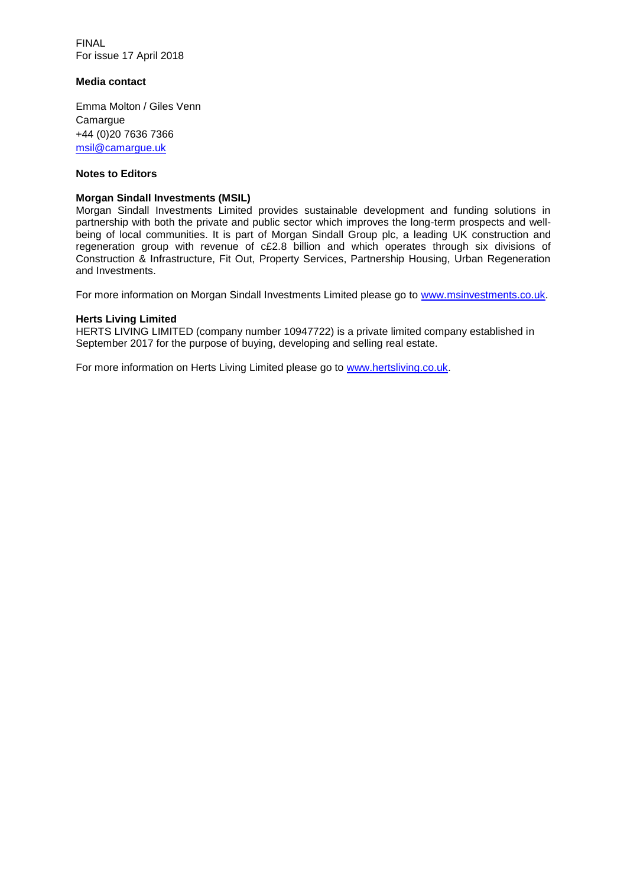FINAL
For issue 17 April 2018

**Media contact**

Emma Molton / Giles Venn
Camargue
+44 (0)20 7636 7366
msil@camargue.uk

**Notes to Editors**

**Morgan Sindall Investments (MSIL)**
Morgan Sindall Investments Limited provides sustainable development and funding solutions in partnership with both the private and public sector which improves the long-term prospects and well-being of local communities. It is part of Morgan Sindall Group plc, a leading UK construction and regeneration group with revenue of c£2.8 billion and which operates through six divisions of Construction & Infrastructure, Fit Out, Property Services, Partnership Housing, Urban Regeneration and Investments.

For more information on Morgan Sindall Investments Limited please go to www.msinvestments.co.uk.

**Herts Living Limited**
HERTS LIVING LIMITED (company number 10947722) is a private limited company established in September 2017 for the purpose of buying, developing and selling real estate.

For more information on Herts Living Limited please go to www.hertsliving.co.uk.